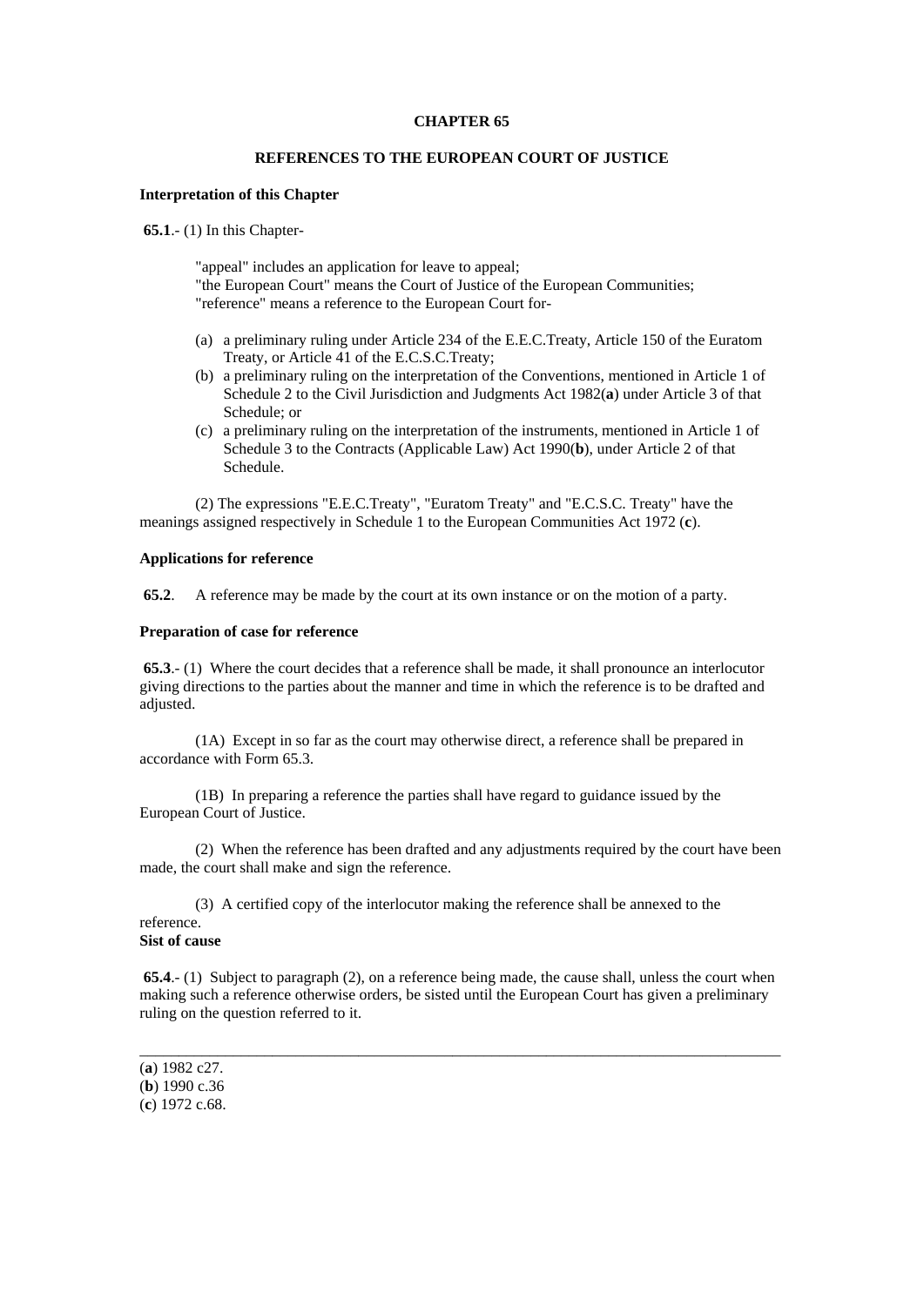**CHAPTER 65**

**REFERENCES TO THE EUROPEAN COURT OF JUSTICE**

**Interpretation of this Chapter**

**65.1**.- (1) In this Chapter-

"appeal" includes an application for leave to appeal;
"the European Court" means the Court of Justice of the European Communities;
"reference" means a reference to the European Court for-

(a) a preliminary ruling under Article 234 of the E.E.C.Treaty, Article 150 of the Euratom Treaty, or Article 41 of the E.C.S.C.Treaty;
(b) a preliminary ruling on the interpretation of the Conventions, mentioned in Article 1 of Schedule 2 to the Civil Jurisdiction and Judgments Act 1982(**a**) under Article 3 of that Schedule; or
(c) a preliminary ruling on the interpretation of the instruments, mentioned in Article 1 of Schedule 3 to the Contracts (Applicable Law) Act 1990(**b**), under Article 2 of that Schedule.

(2) The expressions "E.E.C.Treaty", "Euratom Treaty" and "E.C.S.C. Treaty" have the meanings assigned respectively in Schedule 1 to the European Communities Act 1972 (**c**).

**Applications for reference**

**65.2**. A reference may be made by the court at its own instance or on the motion of a party.

**Preparation of case for reference**

**65.3**.- (1) Where the court decides that a reference shall be made, it shall pronounce an interlocutor giving directions to the parties about the manner and time in which the reference is to be drafted and adjusted.

(1A) Except in so far as the court may otherwise direct, a reference shall be prepared in accordance with Form 65.3.

(1B) In preparing a reference the parties shall have regard to guidance issued by the European Court of Justice.

(2) When the reference has been drafted and any adjustments required by the court have been made, the court shall make and sign the reference.

(3) A certified copy of the interlocutor making the reference shall be annexed to the reference.

**Sist of cause**

**65.4**.- (1) Subject to paragraph (2), on a reference being made, the cause shall, unless the court when making such a reference otherwise orders, be sisted until the European Court has given a preliminary ruling on the question referred to it.

---

(**a**) 1982 c27.
(**b**) 1990 c.36
(**c**) 1972 c.68.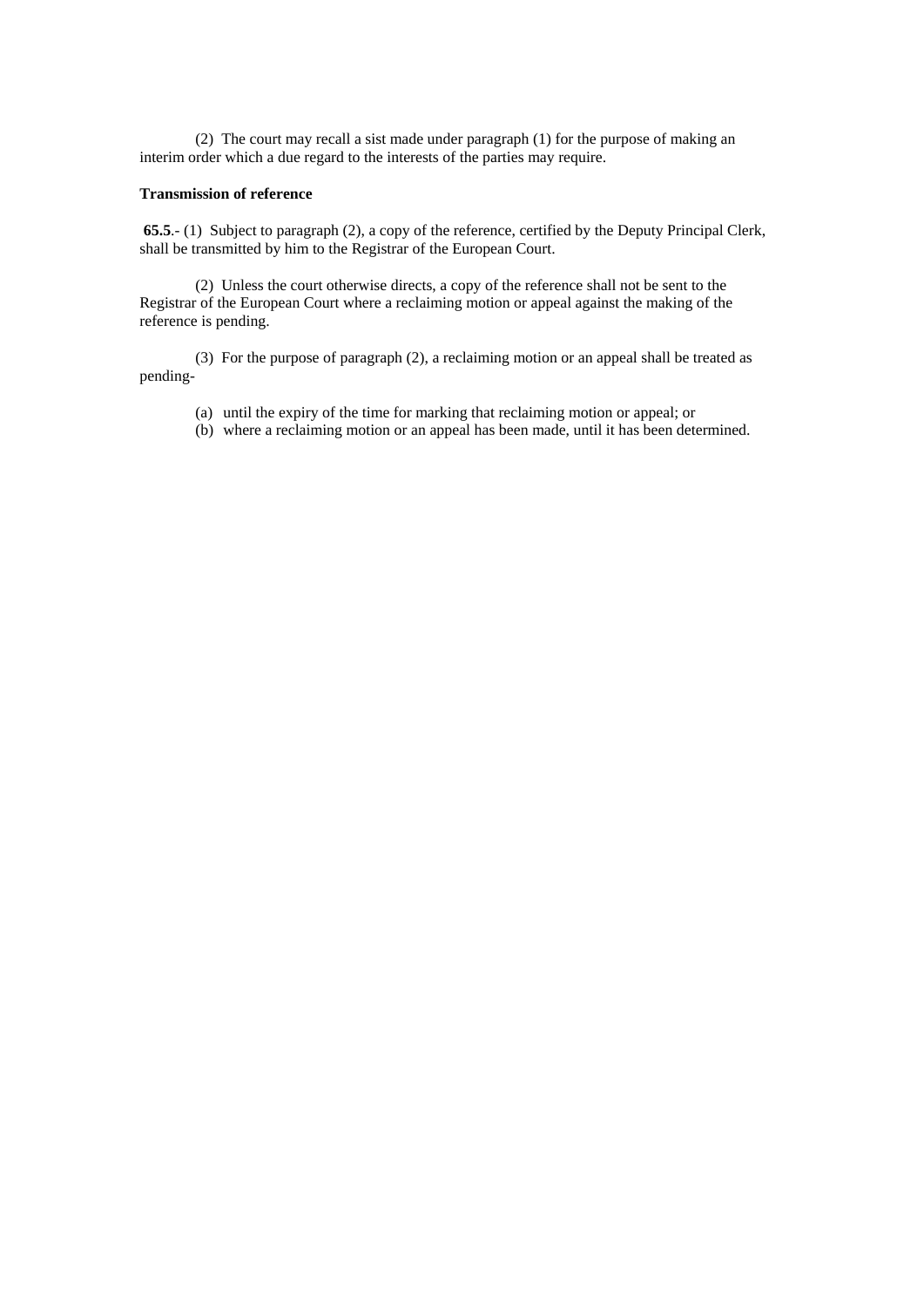(2) The court may recall a sist made under paragraph (1) for the purpose of making an interim order which a due regard to the interests of the parties may require.

**Transmission of reference**

**65.5**.- (1) Subject to paragraph (2), a copy of the reference, certified by the Deputy Principal Clerk, shall be transmitted by him to the Registrar of the European Court.

(2) Unless the court otherwise directs, a copy of the reference shall not be sent to the Registrar of the European Court where a reclaiming motion or appeal against the making of the reference is pending.

(3) For the purpose of paragraph (2), a reclaiming motion or an appeal shall be treated as pending-

(a) until the expiry of the time for marking that reclaiming motion or appeal; or
(b) where a reclaiming motion or an appeal has been made, until it has been determined.